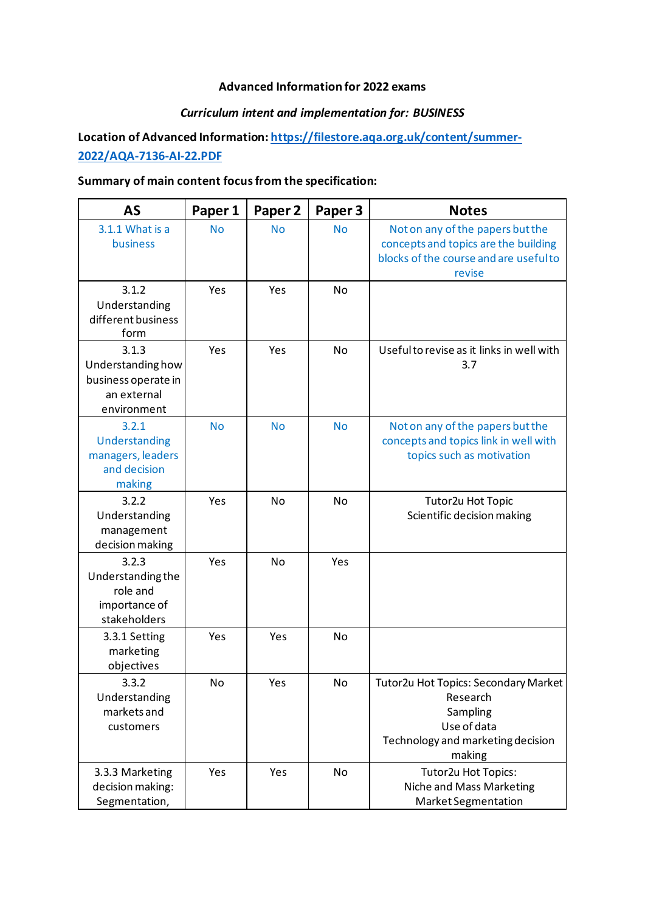**Advanced Information for 2022 exams**

***Curriculum intent and implementation for: BUSINESS***

**Location of Advanced Information:** [https://filestore.aqa.org.uk/content/summer-2022/AQA-7136-AI-22.PDF](https://filestore.aqa.org.uk/content/summer-2022/AQA-7136-AI-22.PDF)

**Summary of main content focus from the specification:**

| AS | Paper 1 | Paper 2 | Paper 3 | Notes |
|---|---|---|---|---|
| 3.1.1 What is a business | No | No | No | Not on any of the papers but the concepts and topics are the building blocks of the course and are useful to revise |
| 3.1.2 Understanding different business form | Yes | Yes | No | |
| 3.1.3 Understanding how business operate in an external environment | Yes | Yes | No | Useful to revise as it links in well with 3.7 |
| 3.2.1 Understanding managers, leaders and decision making | No | No | No | Not on any of the papers but the concepts and topics link in well with topics such as motivation |
| 3.2.2 Understanding management decision making | Yes | No | No | Tutor2u Hot Topic<br>Scientific decision making |
| 3.2.3 Understanding the role and importance of stakeholders | Yes | No | Yes | |
| 3.3.1 Setting marketing objectives | Yes | Yes | No | |
| 3.3.2 Understanding markets and customers | No | Yes | No | Tutor2u Hot Topics: Secondary Market Research<br>Sampling<br>Use of data<br>Technology and marketing decision making |
| 3.3.3 Marketing decision making: Segmentation, | Yes | Yes | No | Tutor2u Hot Topics:<br>Niche and Mass Marketing<br>Market Segmentation |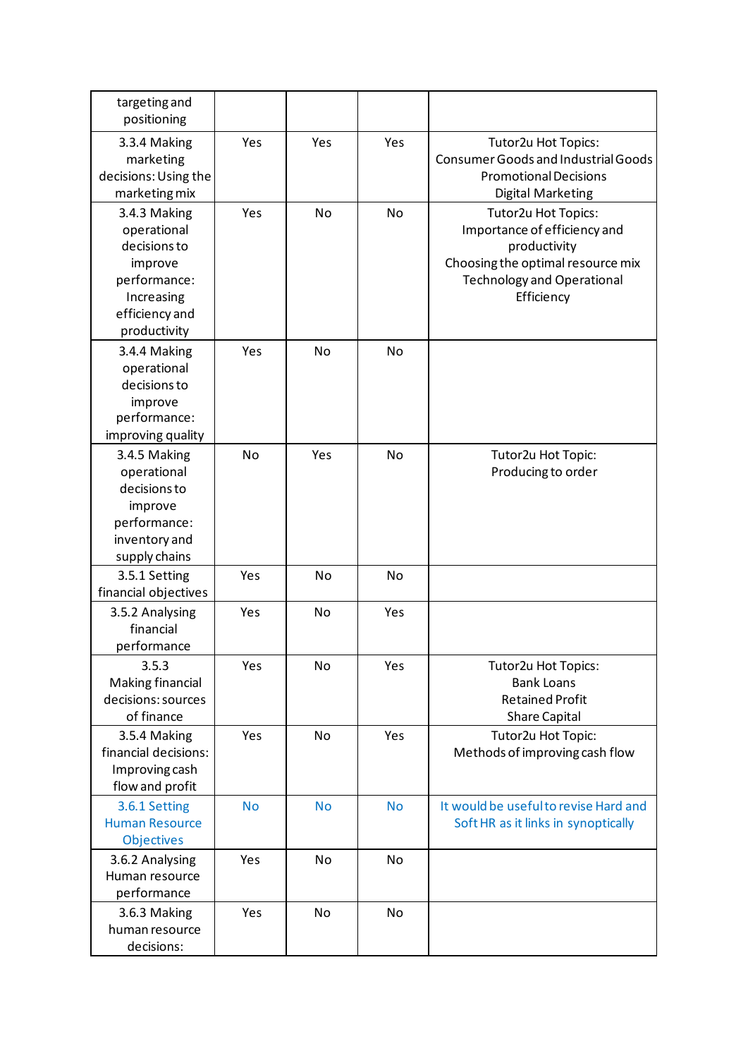| | | | | |
|---|---|---|---|---|
| targeting and positioning | | | | |
| 3.3.4 Making marketing decisions: Using the marketing mix | Yes | Yes | Yes | Tutor2u Hot Topics:<br>Consumer Goods and Industrial Goods<br>Promotional Decisions<br>Digital Marketing |
| 3.4.3 Making operational decisions to improve performance: Increasing efficiency and productivity | Yes | No | No | Tutor2u Hot Topics:<br>Importance of efficiency and productivity<br>Choosing the optimal resource mix<br>Technology and Operational Efficiency |
| 3.4.4 Making operational decisions to improve performance: improving quality | Yes | No | No | |
| 3.4.5 Making operational decisions to improve performance: inventory and supply chains | No | Yes | No | Tutor2u Hot Topic:<br>Producing to order |
| 3.5.1 Setting financial objectives | Yes | No | No | |
| 3.5.2 Analysing financial performance | Yes | No | Yes | |
| 3.5.3 Making financial decisions: sources of finance | Yes | No | Yes | Tutor2u Hot Topics:<br>Bank Loans<br>Retained Profit<br>Share Capital |
| 3.5.4 Making financial decisions: Improving cash flow and profit | Yes | No | Yes | Tutor2u Hot Topic:<br>Methods of improving cash flow |
| 3.6.1 Setting Human Resource Objectives | No | No | No | It would be useful to revise Hard and Soft HR as it links in synoptically |
| 3.6.2 Analysing Human resource performance | Yes | No | No | |
| 3.6.3 Making human resource decisions: | Yes | No | No | |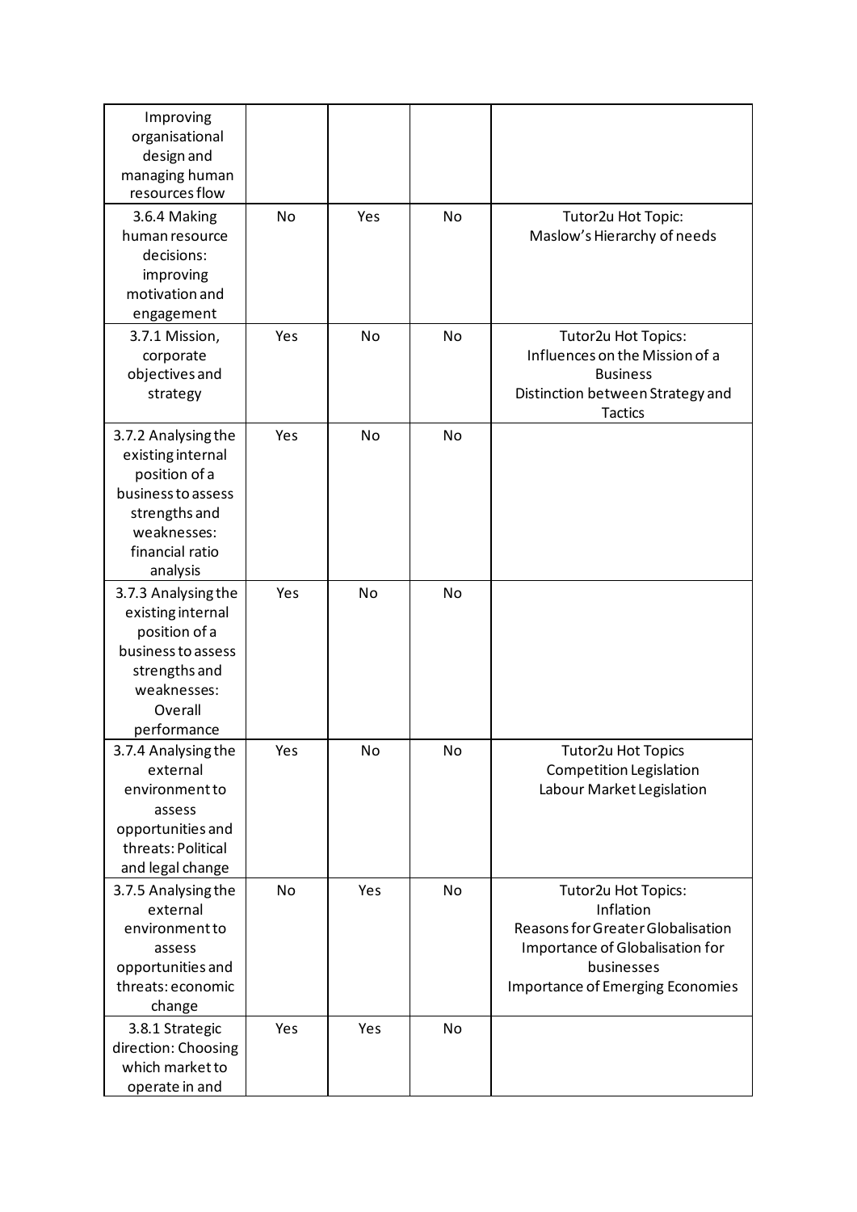| | | | | |
|---|---|---|---|---|
| Improving organisational design and managing human resources flow | | | | |
| 3.6.4 Making human resource decisions: improving motivation and engagement | No | Yes | No | Tutor2u Hot Topic: Maslow's Hierarchy of needs |
| 3.7.1 Mission, corporate objectives and strategy | Yes | No | No | Tutor2u Hot Topics: Influences on the Mission of a Business Distinction between Strategy and Tactics |
| 3.7.2 Analysing the existing internal position of a business to assess strengths and weaknesses: financial ratio analysis | Yes | No | No | |
| 3.7.3 Analysing the existing internal position of a business to assess strengths and weaknesses: Overall performance | Yes | No | No | |
| 3.7.4 Analysing the external environment to assess opportunities and threats: Political and legal change | Yes | No | No | Tutor2u Hot Topics Competition Legislation Labour Market Legislation |
| 3.7.5 Analysing the external environment to assess opportunities and threats: economic change | No | Yes | No | Tutor2u Hot Topics: Inflation Reasons for Greater Globalisation Importance of Globalisation for businesses Importance of Emerging Economies |
| 3.8.1 Strategic direction: Choosing which market to operate in and | Yes | Yes | No | |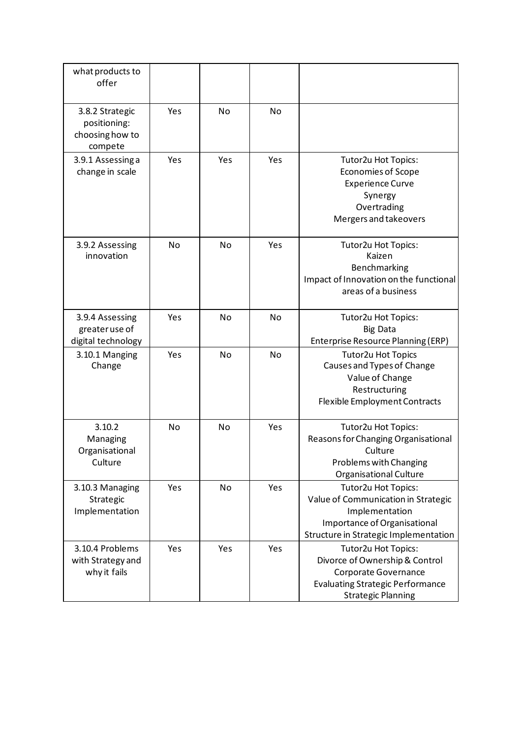| what products to offer | | | | |
|---|---|---|---|---|
| 3.8.2 Strategic positioning: choosing how to compete | Yes | No | No | |
| 3.9.1 Assessing a change in scale | Yes | Yes | Yes | Tutor2u Hot Topics:<br>Economies of Scope<br>Experience Curve<br>Synergy<br>Overtrading<br>Mergers and takeovers |
| 3.9.2 Assessing innovation | No | No | Yes | Tutor2u Hot Topics:<br>Kaizen<br>Benchmarking<br>Impact of Innovation on the functional areas of a business |
| 3.9.4 Assessing greater use of digital technology | Yes | No | No | Tutor2u Hot Topics:<br>Big Data<br>Enterprise Resource Planning (ERP) |
| 3.10.1 Manging Change | Yes | No | No | Tutor2u Hot Topics<br>Causes and Types of Change<br>Value of Change<br>Restructuring<br>Flexible Employment Contracts |
| 3.10.2 Managing Organisational Culture | No | No | Yes | Tutor2u Hot Topics:<br>Reasons for Changing Organisational Culture<br>Problems with Changing Organisational Culture |
| 3.10.3 Managing Strategic Implementation | Yes | No | Yes | Tutor2u Hot Topics:<br>Value of Communication in Strategic Implementation<br>Importance of Organisational Structure in Strategic Implementation |
| 3.10.4 Problems with Strategy and why it fails | Yes | Yes | Yes | Tutor2u Hot Topics:<br>Divorce of Ownership & Control<br>Corporate Governance<br>Evaluating Strategic Performance<br>Strategic Planning |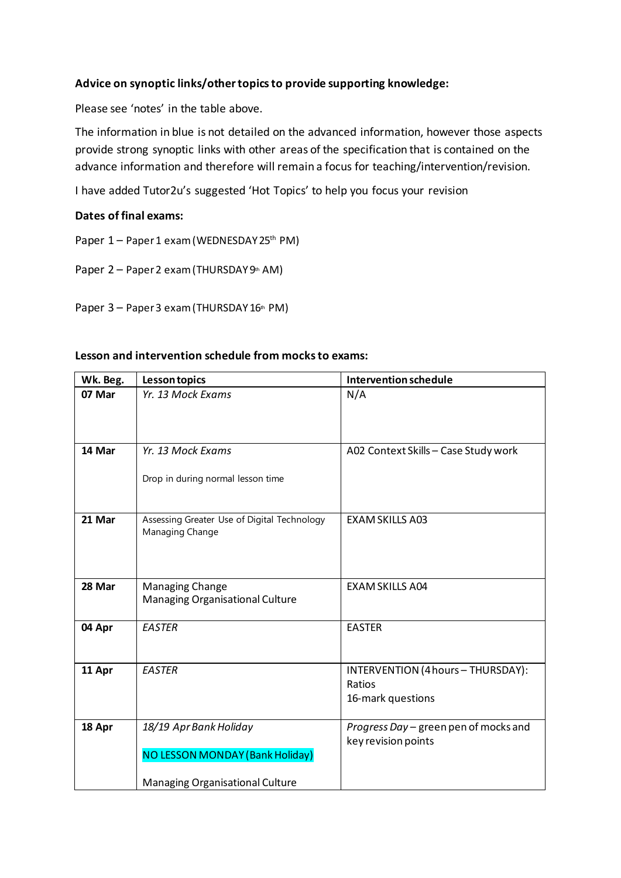**Advice on synoptic links/other topics to provide supporting knowledge:**

Please see 'notes' in the table above.

The information in blue is not detailed on the advanced information, however those aspects provide strong synoptic links with other areas of the specification that is contained on the advance information and therefore will remain a focus for teaching/intervention/revision.

I have added Tutor2u's suggested 'Hot Topics' to help you focus your revision

**Dates of final exams:**

Paper 1 – Paper 1 exam (WEDNESDAY 25th PM)

Paper 2 – Paper 2 exam (THURSDAY 9th AM)

Paper 3 – Paper 3 exam (THURSDAY 16th PM)

**Lesson and intervention schedule from mocks to exams:**

| Wk. Beg. | Lesson topics | Intervention schedule |
|---|---|---|
| **07 Mar** | *Yr. 13 Mock Exams* | N/A |
| **14 Mar** | *Yr. 13 Mock Exams*<br><br>Drop in during normal lesson time | A02 Context Skills – Case Study work |
| **21 Mar** | Assessing Greater Use of Digital Technology<br>Managing Change | EXAM SKILLS A03 |
| **28 Mar** | Managing Change<br>Managing Organisational Culture | EXAM SKILLS A04 |
| **04 Apr** | *EASTER* | EASTER |
| **11 Apr** | *EASTER* | INTERVENTION (4 hours – THURSDAY):<br>Ratios<br>16-mark questions |
| **18 Apr** | *18/19 Apr Bank Holiday*<br><br>NO LESSON MONDAY (Bank Holiday)<br><br>Managing Organisational Culture | *Progress Day* – green pen of mocks and key revision points |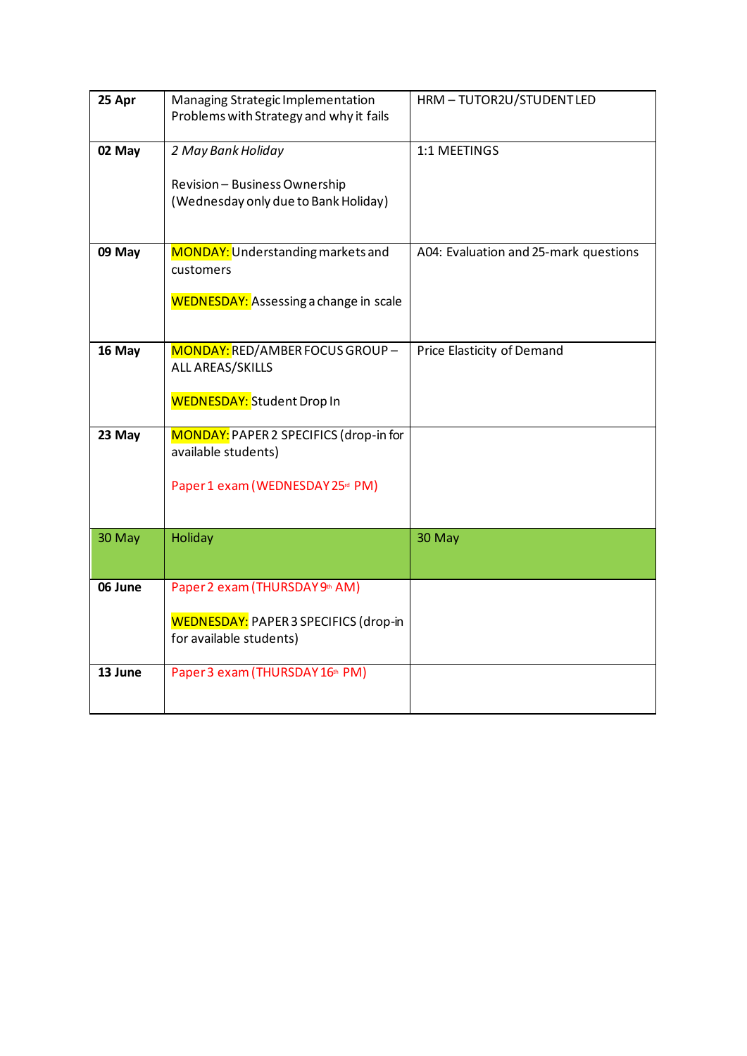| | | |
|---|---|---|
| **25 Apr** | Managing Strategic Implementation<br>Problems with Strategy and why it fails | HRM – TUTOR2U/STUDENT LED |
| **02 May** | *2 May Bank Holiday*<br><br>Revision – Business Ownership (Wednesday only due to Bank Holiday) | 1:1 MEETINGS |
| **09 May** | MONDAY: Understanding markets and customers<br><br>WEDNESDAY: Assessing a change in scale | A04: Evaluation and 25-mark questions |
| **16 May** | MONDAY: RED/AMBER FOCUS GROUP – ALL AREAS/SKILLS<br><br>WEDNESDAY: Student Drop In | Price Elasticity of Demand |
| **23 May** | MONDAY: PAPER 2 SPECIFICS (drop-in for available students)<br><br>Paper 1 exam (WEDNESDAY 25rd PM) | |
| 30 May | Holiday | 30 May |
| **06 June** | Paper 2 exam (THURSDAY 9th AM)<br><br>WEDNESDAY: PAPER 3 SPECIFICS (drop-in for available students) | |
| **13 June** | Paper 3 exam (THURSDAY 16th PM) | |